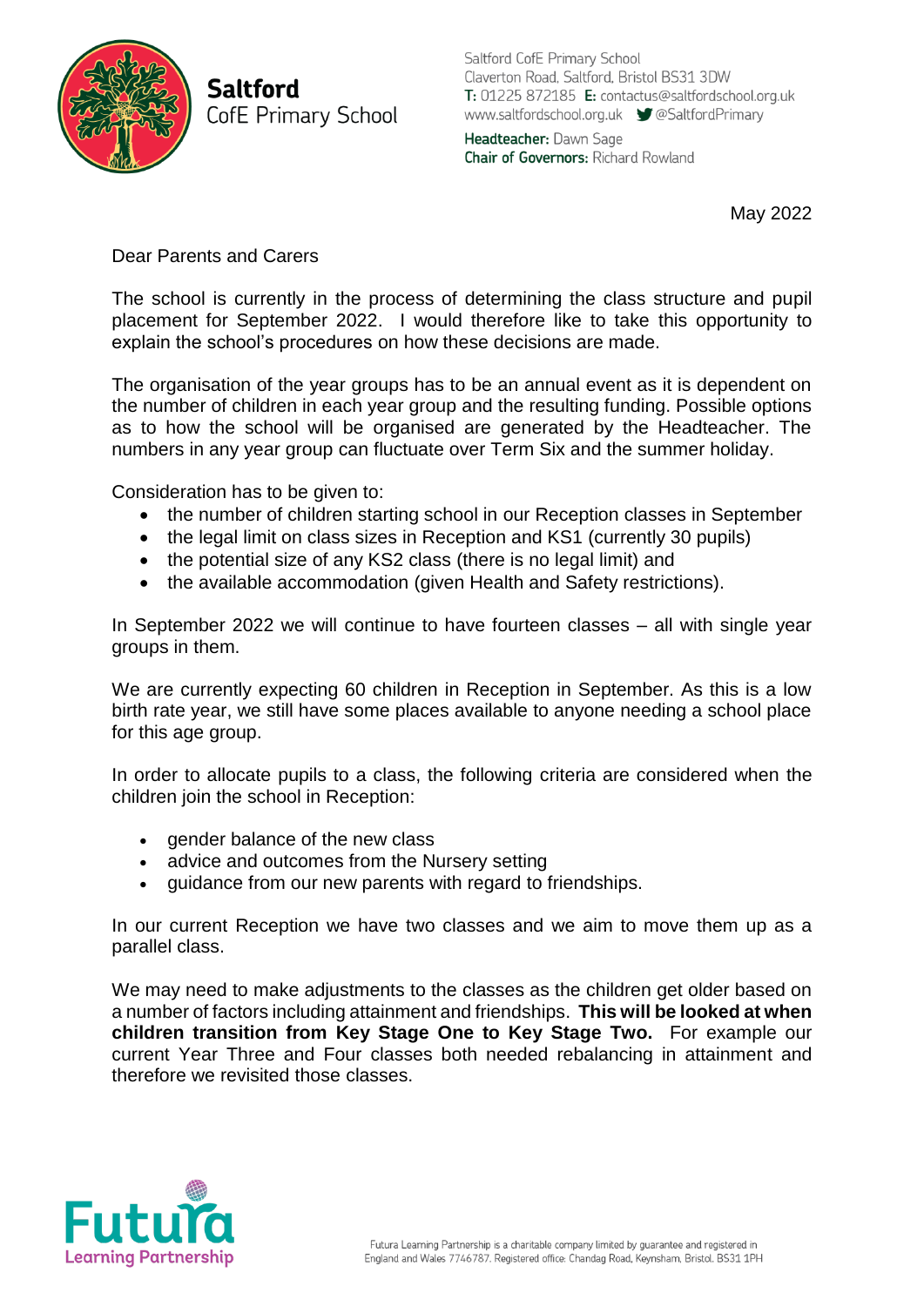**Saltford**
CofE Primary School

Saltford CofE Primary School
Claverton Road, Saltford, Bristol BS31 3DW
**T:** 01225 872185 **E:** contactus@saltfordschool.org.uk
www.saltfordschool.org.uk @SaltfordPrimary

**Headteacher:** Dawn Sage
**Chair of Governors:** Richard Rowland

May 2022

Dear Parents and Carers

The school is currently in the process of determining the class structure and pupil placement for September 2022. I would therefore like to take this opportunity to explain the school's procedures on how these decisions are made.

The organisation of the year groups has to be an annual event as it is dependent on the number of children in each year group and the resulting funding. Possible options as to how the school will be organised are generated by the Headteacher. The numbers in any year group can fluctuate over Term Six and the summer holiday.

Consideration has to be given to:

- the number of children starting school in our Reception classes in September
- the legal limit on class sizes in Reception and KS1 (currently 30 pupils)
- the potential size of any KS2 class (there is no legal limit) and
- the available accommodation (given Health and Safety restrictions).

In September 2022 we will continue to have fourteen classes – all with single year groups in them.

We are currently expecting 60 children in Reception in September. As this is a low birth rate year, we still have some places available to anyone needing a school place for this age group.

In order to allocate pupils to a class, the following criteria are considered when the children join the school in Reception:

- gender balance of the new class
- advice and outcomes from the Nursery setting
- guidance from our new parents with regard to friendships.

In our current Reception we have two classes and we aim to move them up as a parallel class.

We may need to make adjustments to the classes as the children get older based on a number of factors including attainment and friendships. **This will be looked at when children transition from Key Stage One to Key Stage Two.** For example our current Year Three and Four classes both needed rebalancing in attainment and therefore we revisited those classes.

Futura Learning Partnership

Futura Learning Partnership is a charitable company limited by guarantee and registered in England and Wales 7746787. Registered office: Chandag Road, Keynsham, Bristol, BS31 1PH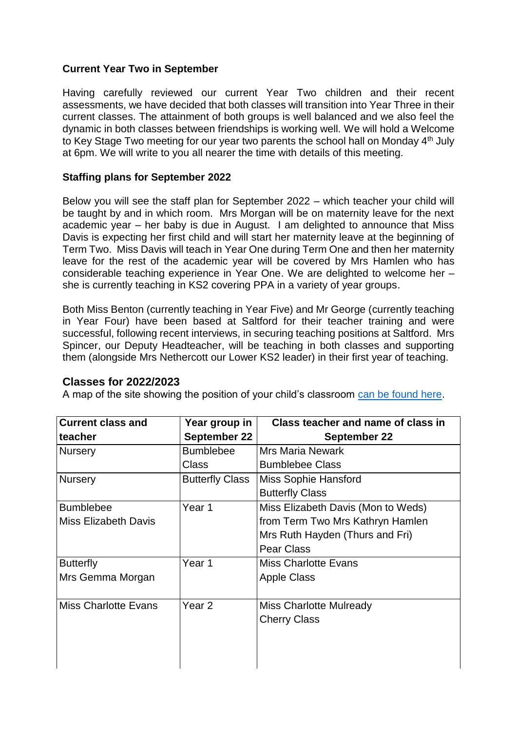**Current Year Two in September**

Having carefully reviewed our current Year Two children and their recent assessments, we have decided that both classes will transition into Year Three in their current classes. The attainment of both groups is well balanced and we also feel the dynamic in both classes between friendships is working well. We will hold a Welcome to Key Stage Two meeting for our year two parents the school hall on Monday 4th July at 6pm. We will write to you all nearer the time with details of this meeting.

**Staffing plans for September 2022**

Below you will see the staff plan for September 2022 – which teacher your child will be taught by and in which room. Mrs Morgan will be on maternity leave for the next academic year – her baby is due in August. I am delighted to announce that Miss Davis is expecting her first child and will start her maternity leave at the beginning of Term Two. Miss Davis will teach in Year One during Term One and then her maternity leave for the rest of the academic year will be covered by Mrs Hamlen who has considerable teaching experience in Year One. We are delighted to welcome her – she is currently teaching in KS2 covering PPA in a variety of year groups.

Both Miss Benton (currently teaching in Year Five) and Mr George (currently teaching in Year Four) have been based at Saltford for their teacher training and were successful, following recent interviews, in securing teaching positions at Saltford. Mrs Spincer, our Deputy Headteacher, will be teaching in both classes and supporting them (alongside Mrs Nethercott our Lower KS2 leader) in their first year of teaching.

## Classes for 2022/2023

A map of the site showing the position of your child's classroom can be found here.

| Current class and teacher | Year group in September 22 | Class teacher and name of class in September 22 |
|---|---|---|
| Nursery | Bumblebee Class | Mrs Maria Newark<br>Bumblebee Class |
| Nursery | Butterfly Class | Miss Sophie Hansford<br>Butterfly Class |
| Bumblebee<br>Miss Elizabeth Davis | Year 1 | Miss Elizabeth Davis (Mon to Weds)<br>from Term Two Mrs Kathryn Hamlen<br>Mrs Ruth Hayden (Thurs and Fri)<br>Pear Class |
| Butterfly<br>Mrs Gemma Morgan | Year 1 | Miss Charlotte Evans<br>Apple Class |
| Miss Charlotte Evans | Year 2 | Miss Charlotte Mulready<br>Cherry Class |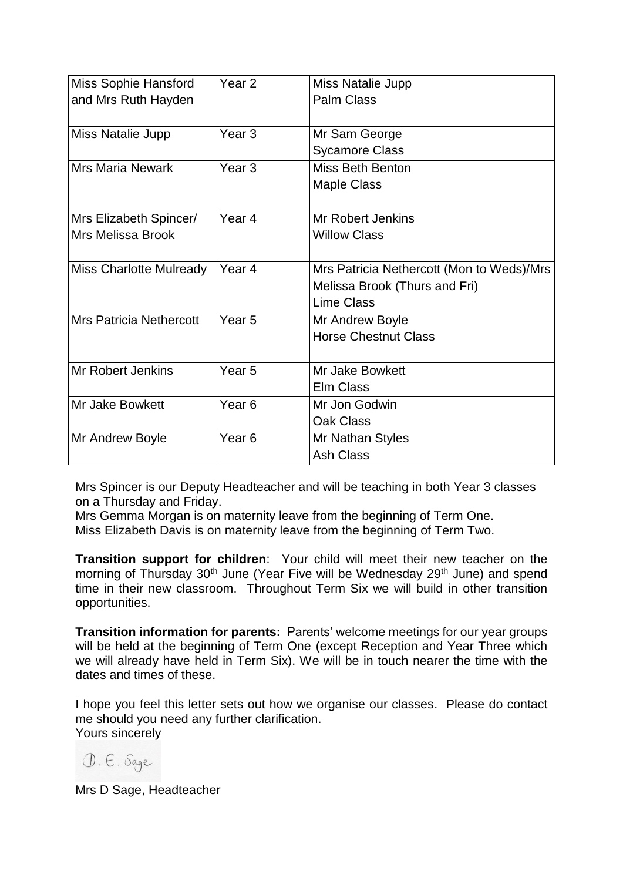| | | |
|---|---|---|
| Miss Sophie Hansford and Mrs Ruth Hayden | Year 2 | Miss Natalie Jupp<br>Palm Class |
| Miss Natalie Jupp | Year 3 | Mr Sam George<br>Sycamore Class |
| Mrs Maria Newark | Year 3 | Miss Beth Benton<br>Maple Class |
| Mrs Elizabeth Spincer/ Mrs Melissa Brook | Year 4 | Mr Robert Jenkins<br>Willow Class |
| Miss Charlotte Mulready | Year 4 | Mrs Patricia Nethercott (Mon to Weds)/Mrs Melissa Brook (Thurs and Fri)<br>Lime Class |
| Mrs Patricia Nethercott | Year 5 | Mr Andrew Boyle<br>Horse Chestnut Class |
| Mr Robert Jenkins | Year 5 | Mr Jake Bowkett<br>Elm Class |
| Mr Jake Bowkett | Year 6 | Mr Jon Godwin<br>Oak Class |
| Mr Andrew Boyle | Year 6 | Mr Nathan Styles<br>Ash Class |

Mrs Spincer is our Deputy Headteacher and will be teaching in both Year 3 classes on a Thursday and Friday.
Mrs Gemma Morgan is on maternity leave from the beginning of Term One.
Miss Elizabeth Davis is on maternity leave from the beginning of Term Two.

**Transition support for children**: Your child will meet their new teacher on the morning of Thursday 30th June (Year Five will be Wednesday 29th June) and spend time in their new classroom. Throughout Term Six we will build in other transition opportunities.

**Transition information for parents:** Parents' welcome meetings for our year groups will be held at the beginning of Term One (except Reception and Year Three which we will already have held in Term Six). We will be in touch nearer the time with the dates and times of these.

I hope you feel this letter sets out how we organise our classes. Please do contact me should you need any further clarification.

Yours sincerely

D. E. Sage

Mrs D Sage, Headteacher